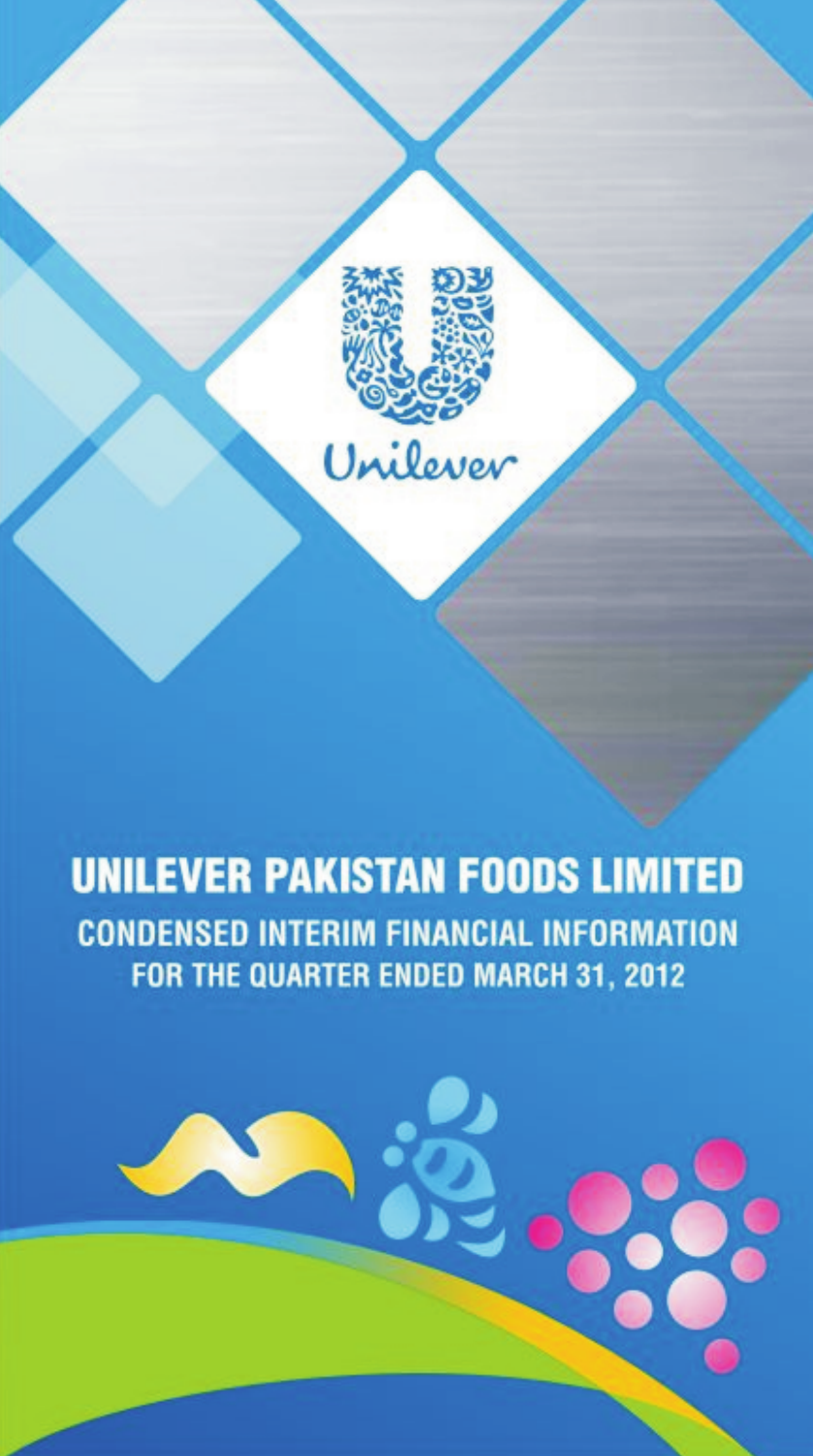Unilever

# UNILEVER PAKISTAN FOODS LIMITED

## CONDENSED INTERIM FINANCIAL INFORMATION
## FOR THE QUARTER ENDED MARCH 31, 2012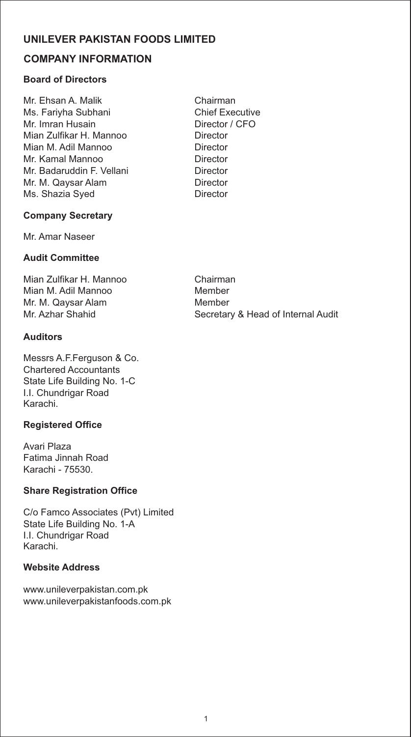# UNILEVER PAKISTAN FOODS LIMITED

## COMPANY INFORMATION

### Board of Directors

| | |
|---|---|
| Mr. Ehsan A. Malik | Chairman |
| Ms. Fariyha Subhani | Chief Executive |
| Mr. Imran Husain | Director / CFO |
| Mian Zulfikar H. Mannoo | Director |
| Mian M. Adil Mannoo | Director |
| Mr. Kamal Mannoo | Director |
| Mr. Badaruddin F. Vellani | Director |
| Mr. M. Qaysar Alam | Director |
| Ms. Shazia Syed | Director |

### Company Secretary

Mr. Amar Naseer

### Audit Committee

| | |
|---|---|
| Mian Zulfikar H. Mannoo | Chairman |
| Mian M. Adil Mannoo | Member |
| Mr. M. Qaysar Alam | Member |
| Mr. Azhar Shahid | Secretary & Head of Internal Audit |

### Auditors

Messrs A.F.Ferguson & Co.
Chartered Accountants
State Life Building No. 1-C
I.I. Chundrigar Road
Karachi.

### Registered Office

Avari Plaza
Fatima Jinnah Road
Karachi - 75530.

### Share Registration Office

C/o Famco Associates (Pvt) Limited
State Life Building No. 1-A
I.I. Chundrigar Road
Karachi.

### Website Address

www.unileverpakistan.com.pk
www.unileverpakistanfoods.com.pk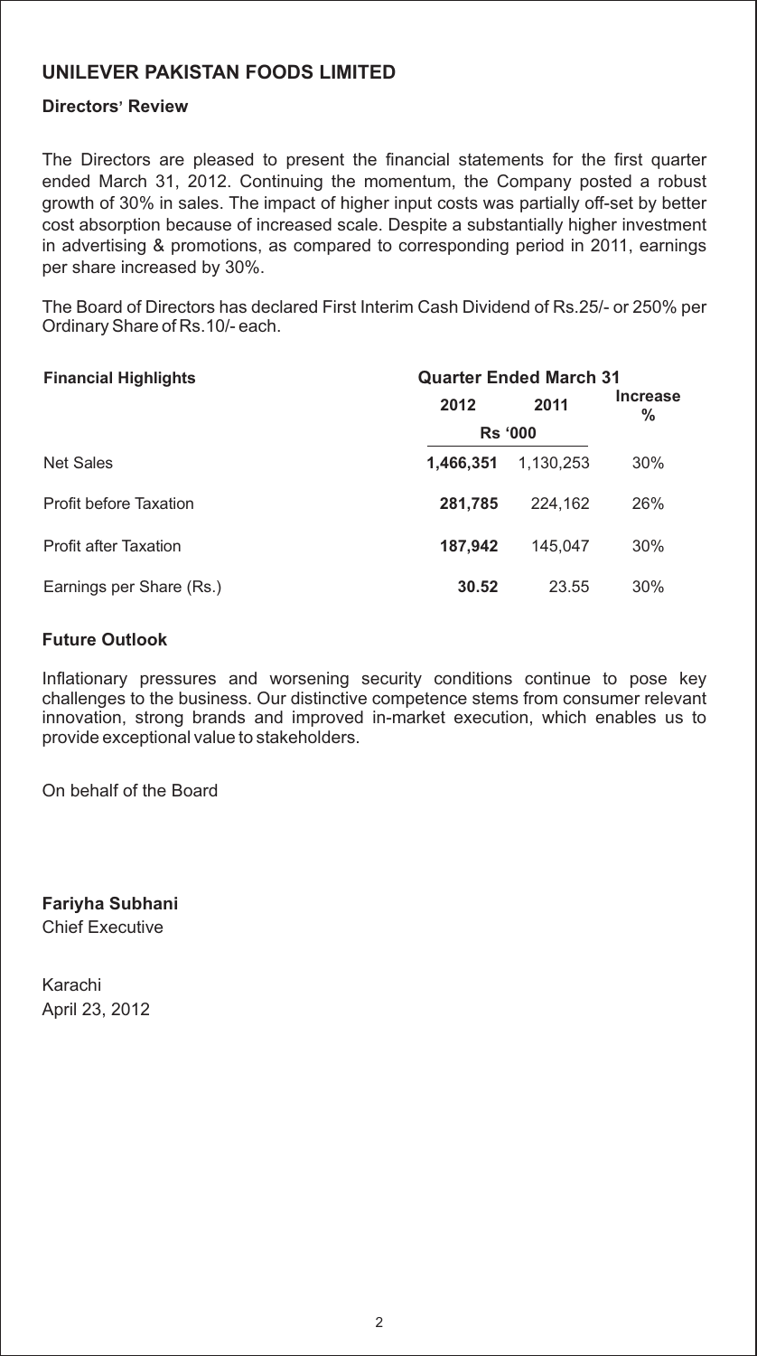# UNILEVER PAKISTAN FOODS LIMITED

## Directors' Review

The Directors are pleased to present the financial statements for the first quarter ended March 31, 2012. Continuing the momentum, the Company posted a robust growth of 30% in sales. The impact of higher input costs was partially off-set by better cost absorption because of increased scale. Despite a substantially higher investment in advertising & promotions, as compared to corresponding period in 2011, earnings per share increased by 30%.

The Board of Directors has declared First Interim Cash Dividend of Rs.25/- or 250% per Ordinary Share of Rs.10/- each.

| **Financial Highlights** | **Quarter Ended March 31** | | |
|---|---|---|---|
| | **2012** | **2011** | **Increase %** |
| | **Rs '000** | | |
| Net Sales | **1,466,351** | 1,130,253 | 30% |
| Profit before Taxation | **281,785** | 224,162 | 26% |
| Profit after Taxation | **187,942** | 145,047 | 30% |
| Earnings per Share (Rs.) | **30.52** | 23.55 | 30% |

## Future Outlook

Inflationary pressures and worsening security conditions continue to pose key challenges to the business. Our distinctive competence stems from consumer relevant innovation, strong brands and improved in-market execution, which enables us to provide exceptional value to stakeholders.

On behalf of the Board

**Fariyha Subhani**
Chief Executive

Karachi
April 23, 2012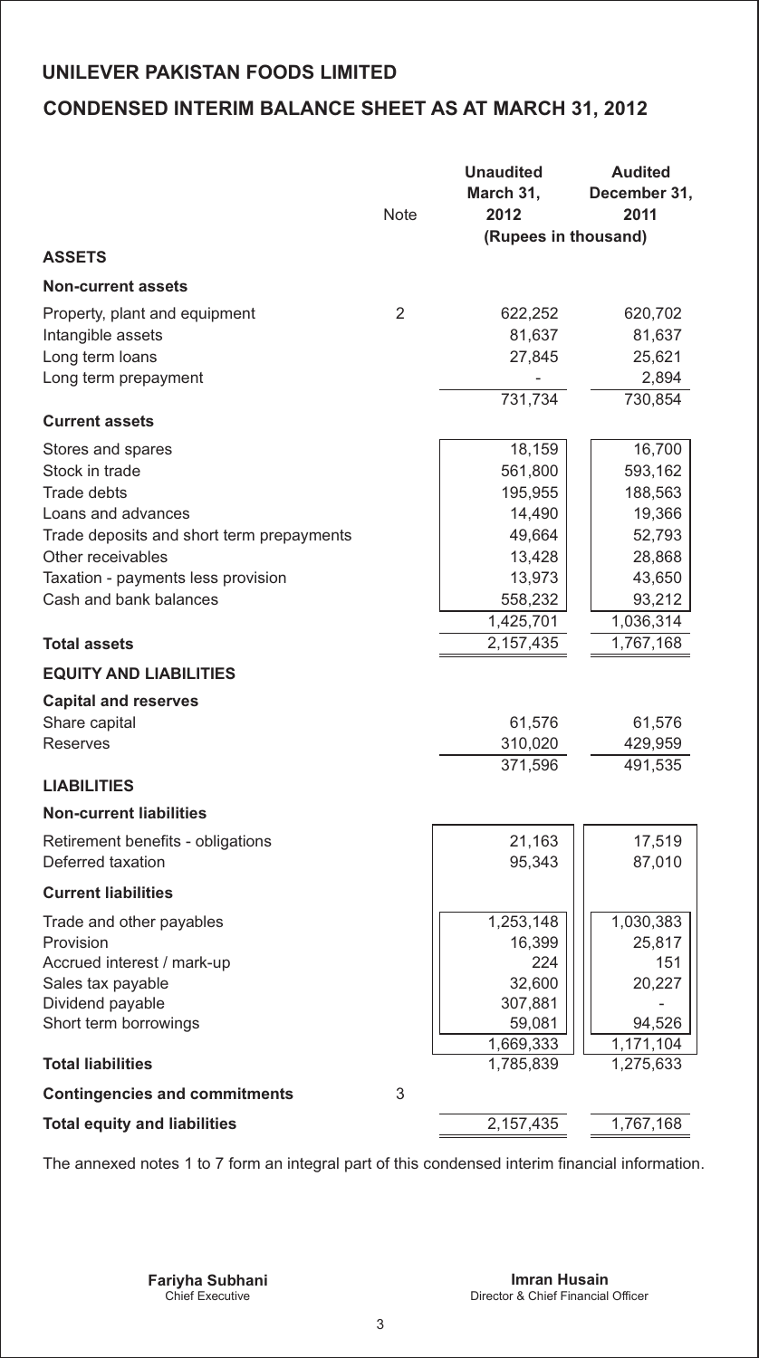# UNILEVER PAKISTAN FOODS LIMITED

## CONDENSED INTERIM BALANCE SHEET AS AT MARCH 31, 2012

| | Note | Unaudited March 31, 2012 | Audited December 31, 2011 |
|---|---|---|---|
| | | (Rupees in thousand) | |
| **ASSETS** | | | |
| **Non-current assets** | | | |
| Property, plant and equipment | 2 | 622,252 | 620,702 |
| Intangible assets | | 81,637 | 81,637 |
| Long term loans | | 27,845 | 25,621 |
| Long term prepayment | | - | 2,894 |
| | | 731,734 | 730,854 |
| **Current assets** | | | |
| Stores and spares | | 18,159 | 16,700 |
| Stock in trade | | 561,800 | 593,162 |
| Trade debts | | 195,955 | 188,563 |
| Loans and advances | | 14,490 | 19,366 |
| Trade deposits and short term prepayments | | 49,664 | 52,793 |
| Other receivables | | 13,428 | 28,868 |
| Taxation - payments less provision | | 13,973 | 43,650 |
| Cash and bank balances | | 558,232 | 93,212 |
| | | 1,425,701 | 1,036,314 |
| **Total assets** | | 2,157,435 | 1,767,168 |
| **EQUITY AND LIABILITIES** | | | |
| **Capital and reserves** | | | |
| Share capital | | 61,576 | 61,576 |
| Reserves | | 310,020 | 429,959 |
| | | 371,596 | 491,535 |
| **LIABILITIES** | | | |
| **Non-current liabilities** | | | |
| Retirement benefits - obligations | | 21,163 | 17,519 |
| Deferred taxation | | 95,343 | 87,010 |
| **Current liabilities** | | | |
| Trade and other payables | | 1,253,148 | 1,030,383 |
| Provision | | 16,399 | 25,817 |
| Accrued interest / mark-up | | 224 | 151 |
| Sales tax payable | | 32,600 | 20,227 |
| Dividend payable | | 307,881 | - |
| Short term borrowings | | 59,081 | 94,526 |
| | | 1,669,333 | 1,171,104 |
| **Total liabilities** | | 1,785,839 | 1,275,633 |
| **Contingencies and commitments** | 3 | | |
| **Total equity and liabilities** | | 2,157,435 | 1,767,168 |

The annexed notes 1 to 7 form an integral part of this condensed interim financial information.

**Fariyha Subhani**
Chief Executive

**Imran Husain**
Director & Chief Financial Officer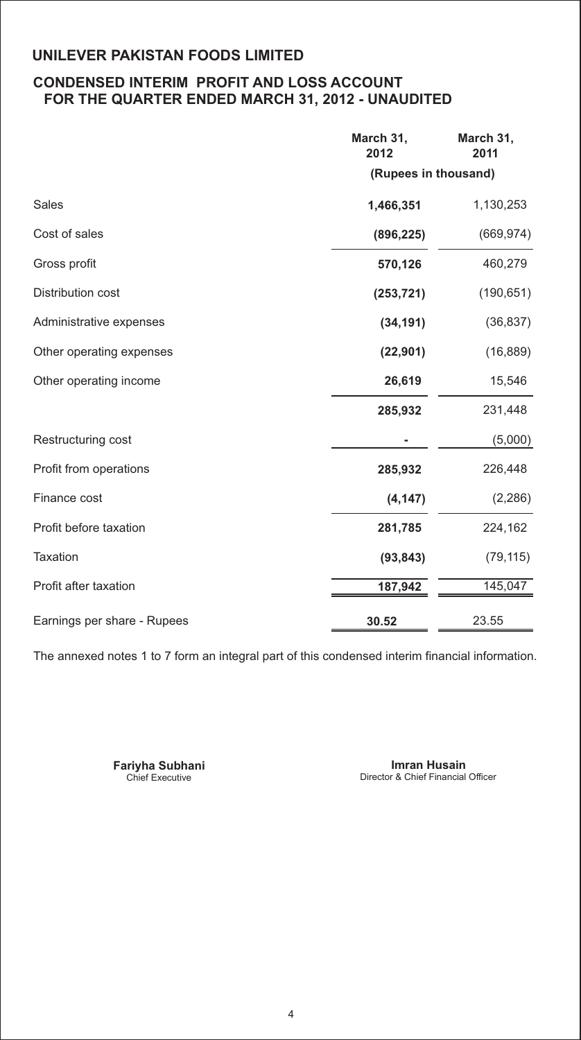# UNILEVER PAKISTAN FOODS LIMITED

## CONDENSED INTERIM PROFIT AND LOSS ACCOUNT FOR THE QUARTER ENDED MARCH 31, 2012 - UNAUDITED

| | March 31, 2012 | March 31, 2011 |
|---|---|---|
| | (Rupees in thousand) | |
| Sales | **1,466,351** | 1,130,253 |
| Cost of sales | **(896,225)** | (669,974) |
| Gross profit | **570,126** | 460,279 |
| Distribution cost | **(253,721)** | (190,651) |
| Administrative expenses | **(34,191)** | (36,837) |
| Other operating expenses | **(22,901)** | (16,889) |
| Other operating income | **26,619** | 15,546 |
| | **285,932** | 231,448 |
| Restructuring cost | **-** | (5,000) |
| Profit from operations | **285,932** | 226,448 |
| Finance cost | **(4,147)** | (2,286) |
| Profit before taxation | **281,785** | 224,162 |
| Taxation | **(93,843)** | (79,115) |
| Profit after taxation | **187,942** | 145,047 |
| Earnings per share - Rupees | **30.52** | 23.55 |

The annexed notes 1 to 7 form an integral part of this condensed interim financial information.

**Fariyha Subhani**
Chief Executive

**Imran Husain**
Director & Chief Financial Officer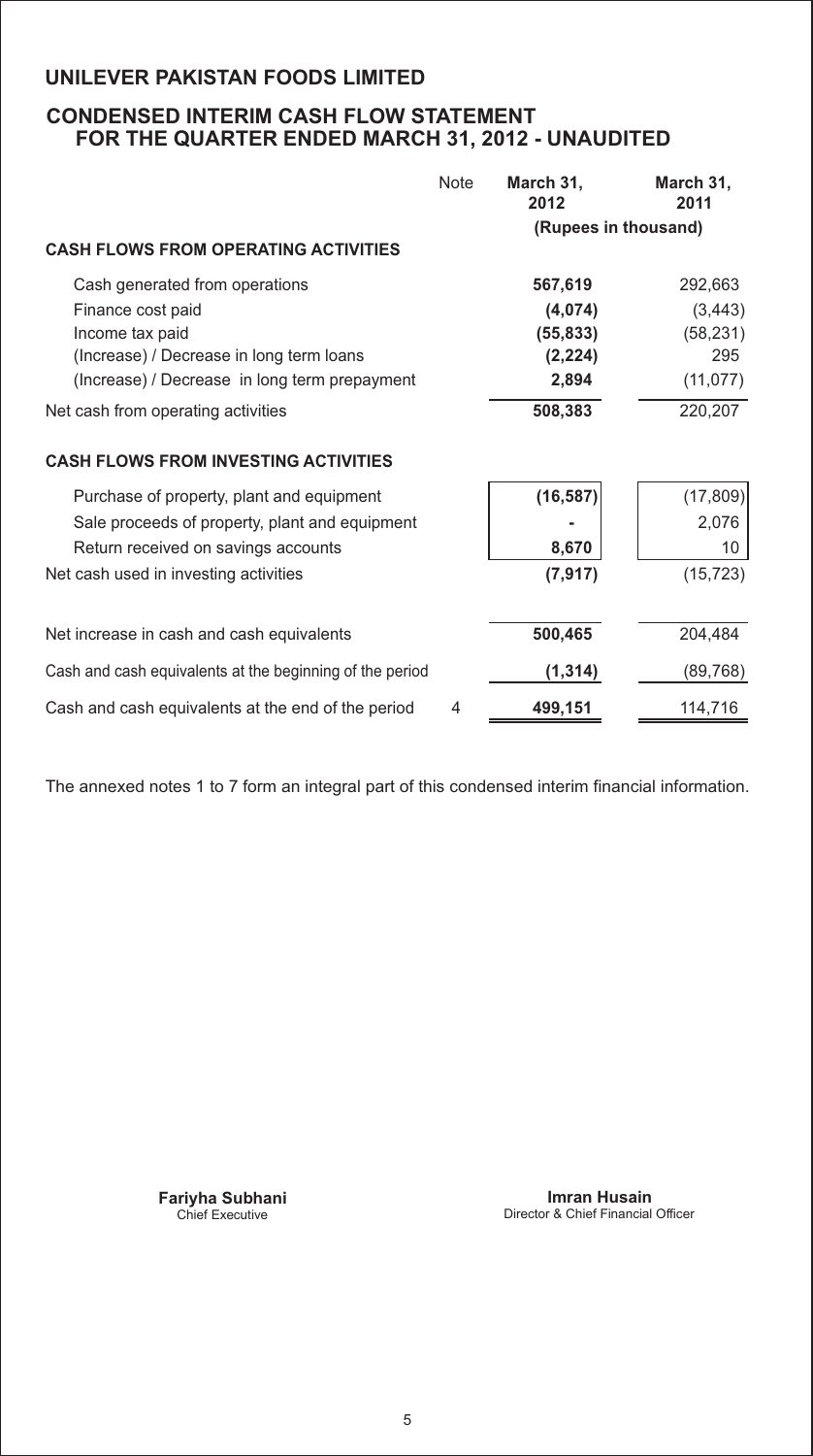# UNILEVER PAKISTAN FOODS LIMITED

## CONDENSED INTERIM CASH FLOW STATEMENT FOR THE QUARTER ENDED MARCH 31, 2012 - UNAUDITED

| | Note | March 31, 2012 | March 31, 2011 |
|---|---|---|---|
| | | (Rupees in thousand) | |
| **CASH FLOWS FROM OPERATING ACTIVITIES** | | | |
| Cash generated from operations | | **567,619** | 292,663 |
| Finance cost paid | | **(4,074)** | (3,443) |
| Income tax paid | | **(55,833)** | (58,231) |
| (Increase) / Decrease in long term loans | | **(2,224)** | 295 |
| (Increase) / Decrease in long term prepayment | | **2,894** | (11,077) |
| Net cash from operating activities | | **508,383** | 220,207 |
| **CASH FLOWS FROM INVESTING ACTIVITIES** | | | |
| Purchase of property, plant and equipment | | **(16,587)** | (17,809) |
| Sale proceeds of property, plant and equipment | | **-** | 2,076 |
| Return received on savings accounts | | **8,670** | 10 |
| Net cash used in investing activities | | **(7,917)** | (15,723) |
| Net increase in cash and cash equivalents | | **500,465** | 204,484 |
| Cash and cash equivalents at the beginning of the period | | **(1,314)** | (89,768) |
| Cash and cash equivalents at the end of the period | 4 | **499,151** | 114,716 |

The annexed notes 1 to 7 form an integral part of this condensed interim financial information.

**Fariyha Subhani**
Chief Executive

**Imran Husain**
Director & Chief Financial Officer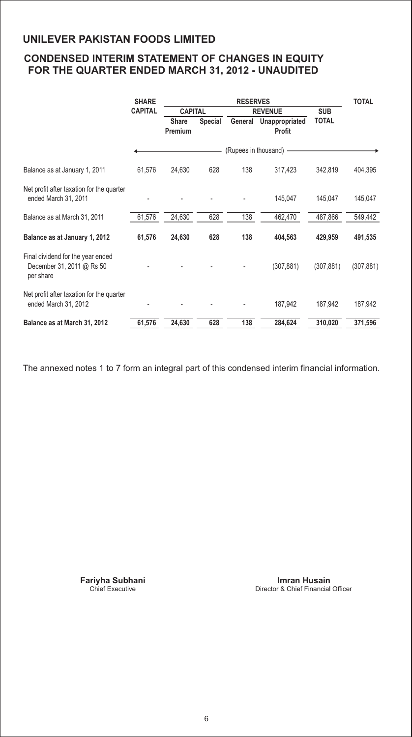# UNILEVER PAKISTAN FOODS LIMITED

## CONDENSED INTERIM STATEMENT OF CHANGES IN EQUITY FOR THE QUARTER ENDED MARCH 31, 2012 - UNAUDITED

| | SHARE CAPITAL | RESERVES | | | | | TOTAL |
|---|---|---|---|---|---|---|---|
| | | CAPITAL | | REVENUE | | SUB TOTAL | |
| | | Share Premium | Special | General | Unappropriated Profit | | |
| | (Rupees in thousand) | | | | | | |
| Balance as at January 1, 2011 | 61,576 | 24,630 | 628 | 138 | 317,423 | 342,819 | 404,395 |
| Net profit after taxation for the quarter ended March 31, 2011 | - | - | - | - | 145,047 | 145,047 | 145,047 |
| Balance as at March 31, 2011 | 61,576 | 24,630 | 628 | 138 | 462,470 | 487,866 | 549,442 |
| **Balance as at January 1, 2012** | **61,576** | **24,630** | **628** | **138** | **404,563** | **429,959** | **491,535** |
| Final dividend for the year ended December 31, 2011 @ Rs 50 per share | - | - | - | - | (307,881) | (307,881) | (307,881) |
| Net profit after taxation for the quarter ended March 31, 2012 | - | - | - | - | 187,942 | 187,942 | 187,942 |
| **Balance as at March 31, 2012** | **61,576** | **24,630** | **628** | **138** | **284,624** | **310,020** | **371,596** |

The annexed notes 1 to 7 form an integral part of this condensed interim financial information.

**Fariyha Subhani**
Chief Executive

**Imran Husain**
Director & Chief Financial Officer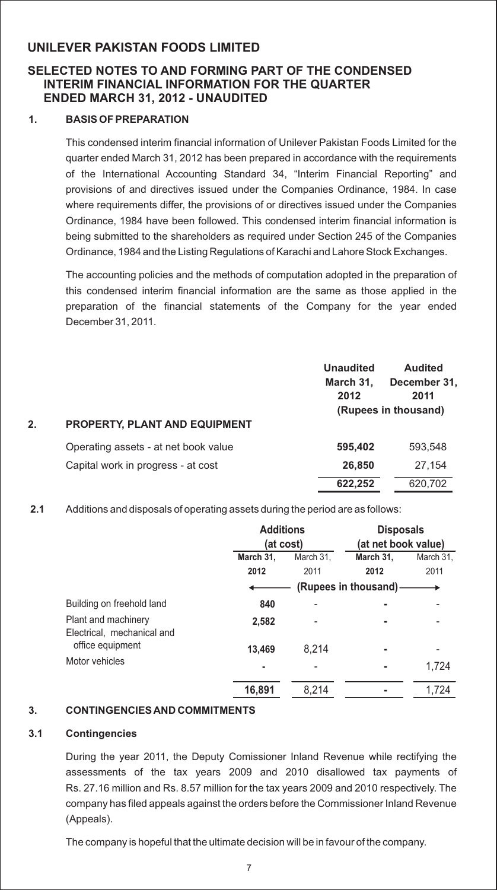# UNILEVER PAKISTAN FOODS LIMITED

## SELECTED NOTES TO AND FORMING PART OF THE CONDENSED INTERIM FINANCIAL INFORMATION FOR THE QUARTER ENDED MARCH 31, 2012 - UNAUDITED

### 1. BASIS OF PREPARATION

This condensed interim financial information of Unilever Pakistan Foods Limited for the quarter ended March 31, 2012 has been prepared in accordance with the requirements of the International Accounting Standard 34, "Interim Financial Reporting" and provisions of and directives issued under the Companies Ordinance, 1984. In case where requirements differ, the provisions of or directives issued under the Companies Ordinance, 1984 have been followed. This condensed interim financial information is being submitted to the shareholders as required under Section 245 of the Companies Ordinance, 1984 and the Listing Regulations of Karachi and Lahore Stock Exchanges.

The accounting policies and the methods of computation adopted in the preparation of this condensed interim financial information are the same as those applied in the preparation of the financial statements of the Company for the year ended December 31, 2011.

### 2. PROPERTY, PLANT AND EQUIPMENT

| | Unaudited March 31, 2012 | Audited December 31, 2011 |
|---|---|---|
| | (Rupees in thousand) | |
| Operating assets - at net book value | **595,402** | 593,548 |
| Capital work in progress - at cost | **26,850** | 27,154 |
| | **622,252** | 620,702 |

**2.1** Additions and disposals of operating assets during the period are as follows:

| | Additions (at cost) | | Disposals (at net book value) | |
|---|---|---|---|---|
| | **March 31, 2012** | March 31, 2011 | **March 31, 2012** | March 31, 2011 |
| | (Rupees in thousand) | | | |
| Building on freehold land | **840** | - | **-** | - |
| Plant and machinery | **2,582** | - | **-** | - |
| Electrical, mechanical and office equipment | **13,469** | 8,214 | **-** | - |
| Motor vehicles | **-** | - | **-** | 1,724 |
| | **16,891** | 8,214 | **-** | 1,724 |

### 3. CONTINGENCIES AND COMMITMENTS

#### 3.1 Contingencies

During the year 2011, the Deputy Comissioner Inland Revenue while rectifying the assessments of the tax years 2009 and 2010 disallowed tax payments of Rs. 27.16 million and Rs. 8.57 million for the tax years 2009 and 2010 respectively. The company has filed appeals against the orders before the Commissioner Inland Revenue (Appeals).

The company is hopeful that the ultimate decision will be in favour of the company.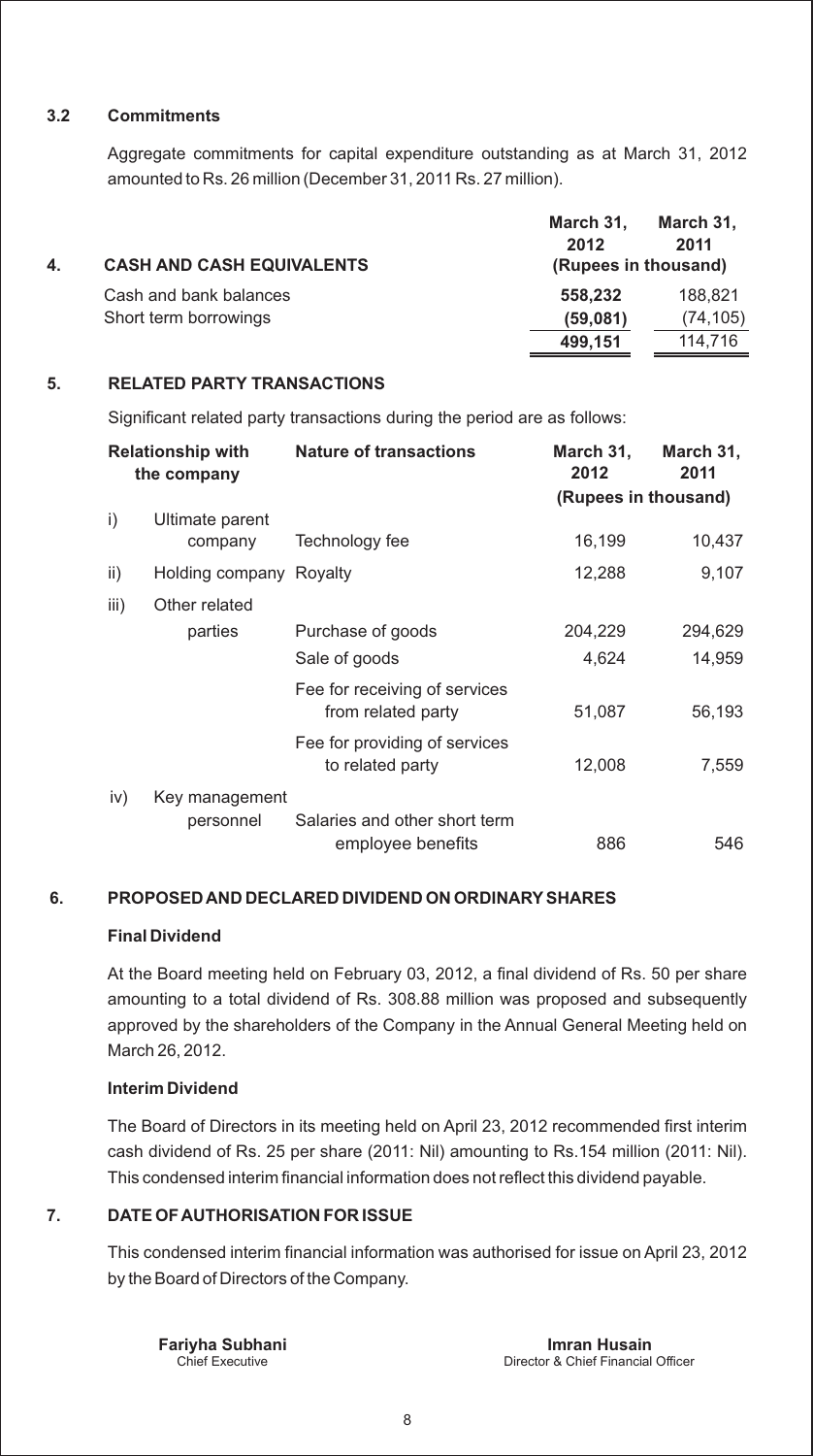### 3.2 Commitments

Aggregate commitments for capital expenditure outstanding as at March 31, 2012 amounted to Rs. 26 million (December 31, 2011 Rs. 27 million).

## 4. CASH AND CASH EQUIVALENTS

| | March 31, 2012 | March 31, 2011 |
|---|---|---|
| | (Rupees in thousand) | |
| Cash and bank balances | **558,232** | 188,821 |
| Short term borrowings | **(59,081)** | (74,105) |
| | **499,151** | 114,716 |

## 5. RELATED PARTY TRANSACTIONS

Significant related party transactions during the period are as follows:

| Relationship with the company | Nature of transactions | March 31, 2012 | March 31, 2011 |
|---|---|---|---|
| | | (Rupees in thousand) | |
| i) Ultimate parent company | Technology fee | 16,199 | 10,437 |
| ii) Holding company | Royalty | 12,288 | 9,107 |
| iii) Other related parties | Purchase of goods | 204,229 | 294,629 |
| | Sale of goods | 4,624 | 14,959 |
| | Fee for receiving of services from related party | 51,087 | 56,193 |
| | Fee for providing of services to related party | 12,008 | 7,559 |
| iv) Key management personnel | Salaries and other short term employee benefits | 886 | 546 |

## 6. PROPOSED AND DECLARED DIVIDEND ON ORDINARY SHARES

**Final Dividend**

At the Board meeting held on February 03, 2012, a final dividend of Rs. 50 per share amounting to a total dividend of Rs. 308.88 million was proposed and subsequently approved by the shareholders of the Company in the Annual General Meeting held on March 26, 2012.

**Interim Dividend**

The Board of Directors in its meeting held on April 23, 2012 recommended first interim cash dividend of Rs. 25 per share (2011: Nil) amounting to Rs.154 million (2011: Nil). This condensed interim financial information does not reflect this dividend payable.

## 7. DATE OF AUTHORISATION FOR ISSUE

This condensed interim financial information was authorised for issue on April 23, 2012 by the Board of Directors of the Company.

**Fariyha Subhani**
Chief Executive

**Imran Husain**
Director & Chief Financial Officer